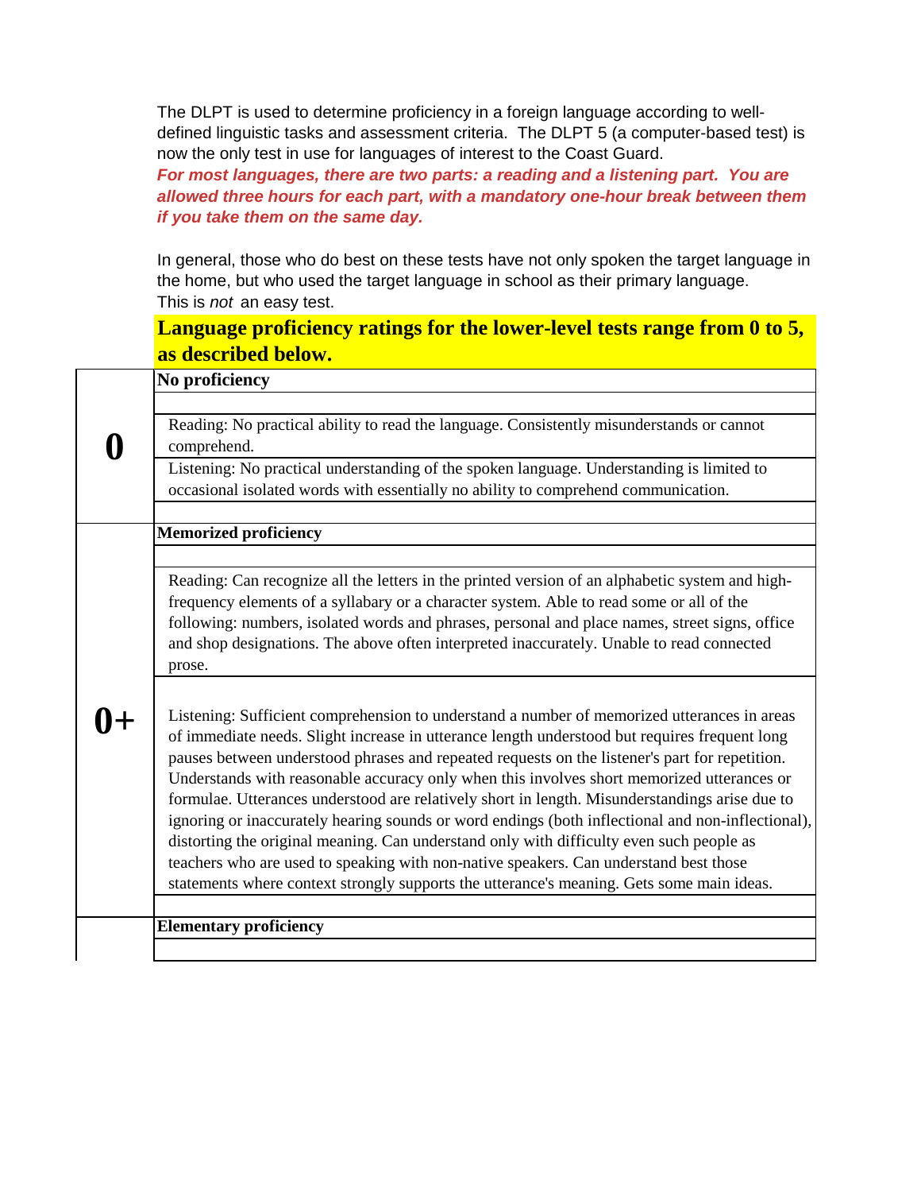The DLPT is used to determine proficiency in a foreign language according to well-defined linguistic tasks and assessment criteria. The DLPT 5 (a computer-based test) is now the only test in use for languages of interest to the Coast Guard.

***For most languages, there are two parts: a reading and a listening part. You are allowed three hours for each part, with a mandatory one-hour break between them if you take them on the same day.***

In general, those who do best on these tests have not only spoken the target language in the home, but who used the target language in school as their primary language.
This is *not* an easy test.

**Language proficiency ratings for the lower-level tests range from 0 to 5, as described below.**

| Level | Description |
| --- | --- |
| **0** | **No proficiency** |
| | Reading: No practical ability to read the language. Consistently misunderstands or cannot comprehend. |
| | Listening: No practical understanding of the spoken language. Understanding is limited to occasional isolated words with essentially no ability to comprehend communication. |
| **0+** | **Memorized proficiency** |
| | Reading: Can recognize all the letters in the printed version of an alphabetic system and high-frequency elements of a syllabary or a character system. Able to read some or all of the following: numbers, isolated words and phrases, personal and place names, street signs, office and shop designations. The above often interpreted inaccurately. Unable to read connected prose. |
| | Listening: Sufficient comprehension to understand a number of memorized utterances in areas of immediate needs. Slight increase in utterance length understood but requires frequent long pauses between understood phrases and repeated requests on the listener's part for repetition. Understands with reasonable accuracy only when this involves short memorized utterances or formulae. Utterances understood are relatively short in length. Misunderstandings arise due to ignoring or inaccurately hearing sounds or word endings (both inflectional and non-inflectional), distorting the original meaning. Can understand only with difficulty even such people as teachers who are used to speaking with non-native speakers. Can understand best those statements where context strongly supports the utterance's meaning. Gets some main ideas. |
| | **Elementary proficiency** |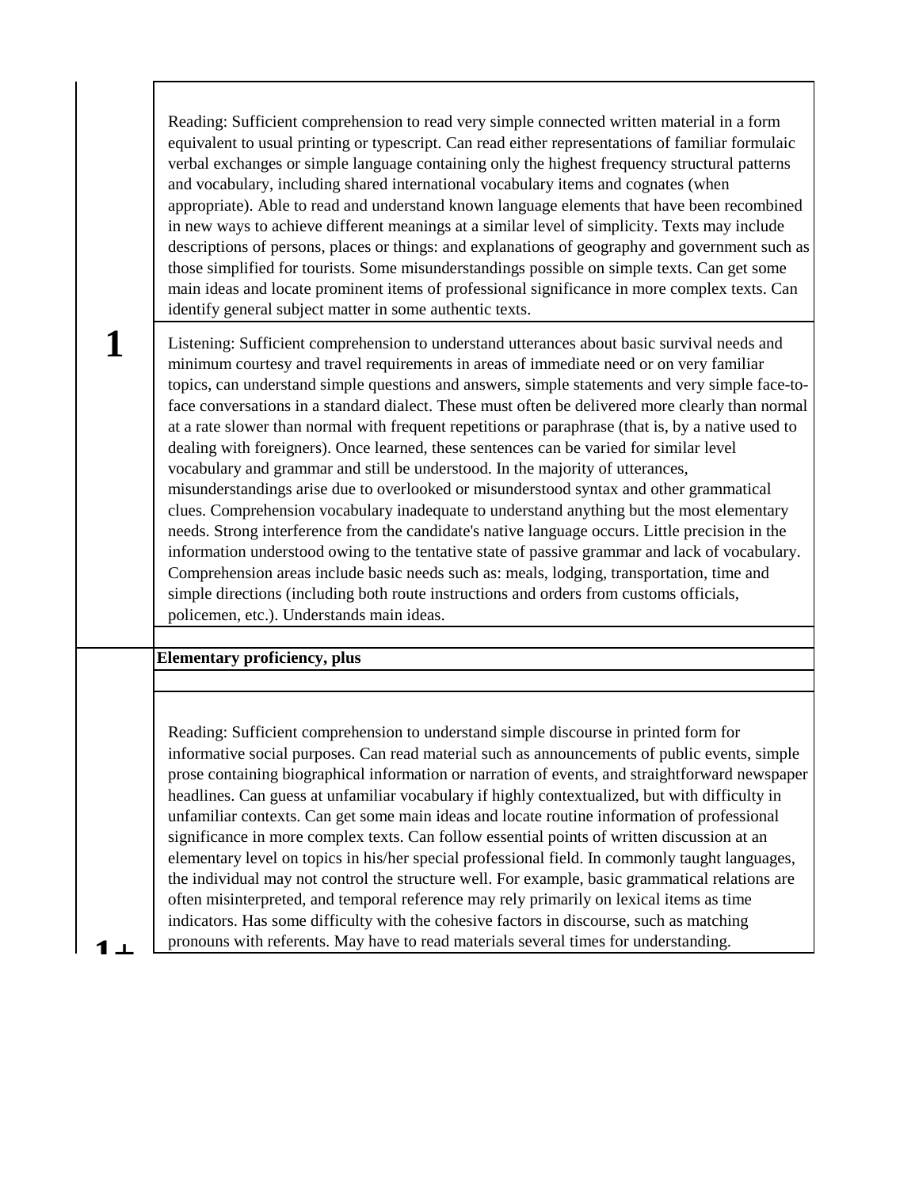| Level | Description |
|---|---|
| **1** | Reading: Sufficient comprehension to read very simple connected written material in a form equivalent to usual printing or typescript. Can read either representations of familiar formulaic verbal exchanges or simple language containing only the highest frequency structural patterns and vocabulary, including shared international vocabulary items and cognates (when appropriate). Able to read and understand known language elements that have been recombined in new ways to achieve different meanings at a similar level of simplicity. Texts may include descriptions of persons, places or things: and explanations of geography and government such as those simplified for tourists. Some misunderstandings possible on simple texts. Can get some main ideas and locate prominent items of professional significance in more complex texts. Can identify general subject matter in some authentic texts. |
| | Listening: Sufficient comprehension to understand utterances about basic survival needs and minimum courtesy and travel requirements in areas of immediate need or on very familiar topics, can understand simple questions and answers, simple statements and very simple face-to-face conversations in a standard dialect. These must often be delivered more clearly than normal at a rate slower than normal with frequent repetitions or paraphrase (that is, by a native used to dealing with foreigners). Once learned, these sentences can be varied for similar level vocabulary and grammar and still be understood. In the majority of utterances, misunderstandings arise due to overlooked or misunderstood syntax and other grammatical clues. Comprehension vocabulary inadequate to understand anything but the most elementary needs. Strong interference from the candidate's native language occurs. Little precision in the information understood owing to the tentative state of passive grammar and lack of vocabulary. Comprehension areas include basic needs such as: meals, lodging, transportation, time and simple directions (including both route instructions and orders from customs officials, policemen, etc.). Understands main ideas. |
| | |
| **1+** | **Elementary proficiency, plus** |
| | |
| | Reading: Sufficient comprehension to understand simple discourse in printed form for informative social purposes. Can read material such as announcements of public events, simple prose containing biographical information or narration of events, and straightforward newspaper headlines. Can guess at unfamiliar vocabulary if highly contextualized, but with difficulty in unfamiliar contexts. Can get some main ideas and locate routine information of professional significance in more complex texts. Can follow essential points of written discussion at an elementary level on topics in his/her special professional field. In commonly taught languages, the individual may not control the structure well. For example, basic grammatical relations are often misinterpreted, and temporal reference may rely primarily on lexical items as time indicators. Has some difficulty with the cohesive factors in discourse, such as matching pronouns with referents. May have to read materials several times for understanding. |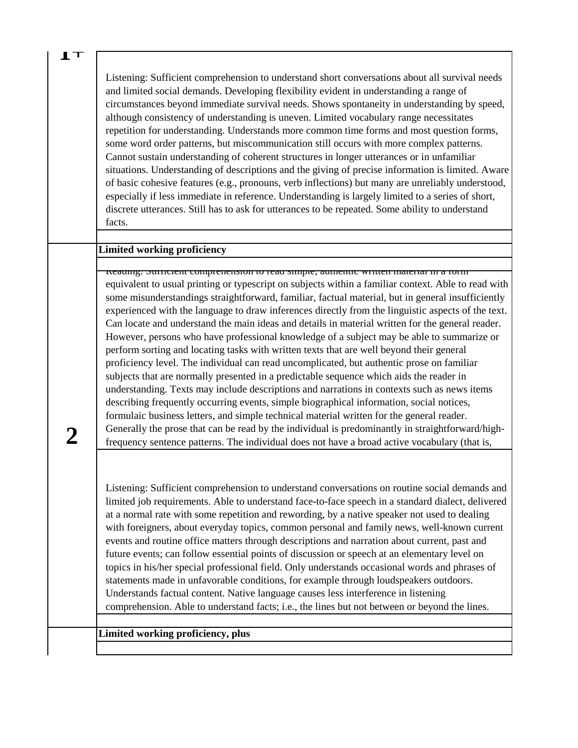| | |
|---|---|
| 1+ | Listening: Sufficient comprehension to understand short conversations about all survival needs and limited social demands. Developing flexibility evident in understanding a range of circumstances beyond immediate survival needs. Shows spontaneity in understanding by speed, although consistency of understanding is uneven. Limited vocabulary range necessitates repetition for understanding. Understands more common time forms and most question forms, some word order patterns, but miscommunication still occurs with more complex patterns. Cannot sustain understanding of coherent structures in longer utterances or in unfamiliar situations. Understanding of descriptions and the giving of precise information is limited. Aware of basic cohesive features (e.g., pronouns, verb inflections) but many are unreliably understood, especially if less immediate in reference. Understanding is largely limited to a series of short, discrete utterances. Still has to ask for utterances to be repeated. Some ability to understand facts. |
| | |
| 2 | **Limited working proficiency** |
| | |
| | Reading: Sufficient comprehension to read simple, authentic written material in a form equivalent to usual printing or typescript on subjects within a familiar context. Able to read with some misunderstandings straightforward, familiar, factual material, but in general insufficiently experienced with the language to draw inferences directly from the linguistic aspects of the text. Can locate and understand the main ideas and details in material written for the general reader. However, persons who have professional knowledge of a subject may be able to summarize or perform sorting and locating tasks with written texts that are well beyond their general proficiency level. The individual can read uncomplicated, but authentic prose on familiar subjects that are normally presented in a predictable sequence which aids the reader in understanding. Texts may include descriptions and narrations in contexts such as news items describing frequently occurring events, simple biographical information, social notices, formulaic business letters, and simple technical material written for the general reader. Generally the prose that can be read by the individual is predominantly in straightforward/high-frequency sentence patterns. The individual does not have a broad active vocabulary (that is, |
| | Listening: Sufficient comprehension to understand conversations on routine social demands and limited job requirements. Able to understand face-to-face speech in a standard dialect, delivered at a normal rate with some repetition and rewording, by a native speaker not used to dealing with foreigners, about everyday topics, common personal and family news, well-known current events and routine office matters through descriptions and narration about current, past and future events; can follow essential points of discussion or speech at an elementary level on topics in his/her special professional field. Only understands occasional words and phrases of statements made in unfavorable conditions, for example through loudspeakers outdoors. Understands factual content. Native language causes less interference in listening comprehension. Able to understand facts; i.e., the lines but not between or beyond the lines. |
| | |
| | **Limited working proficiency, plus** |
| | |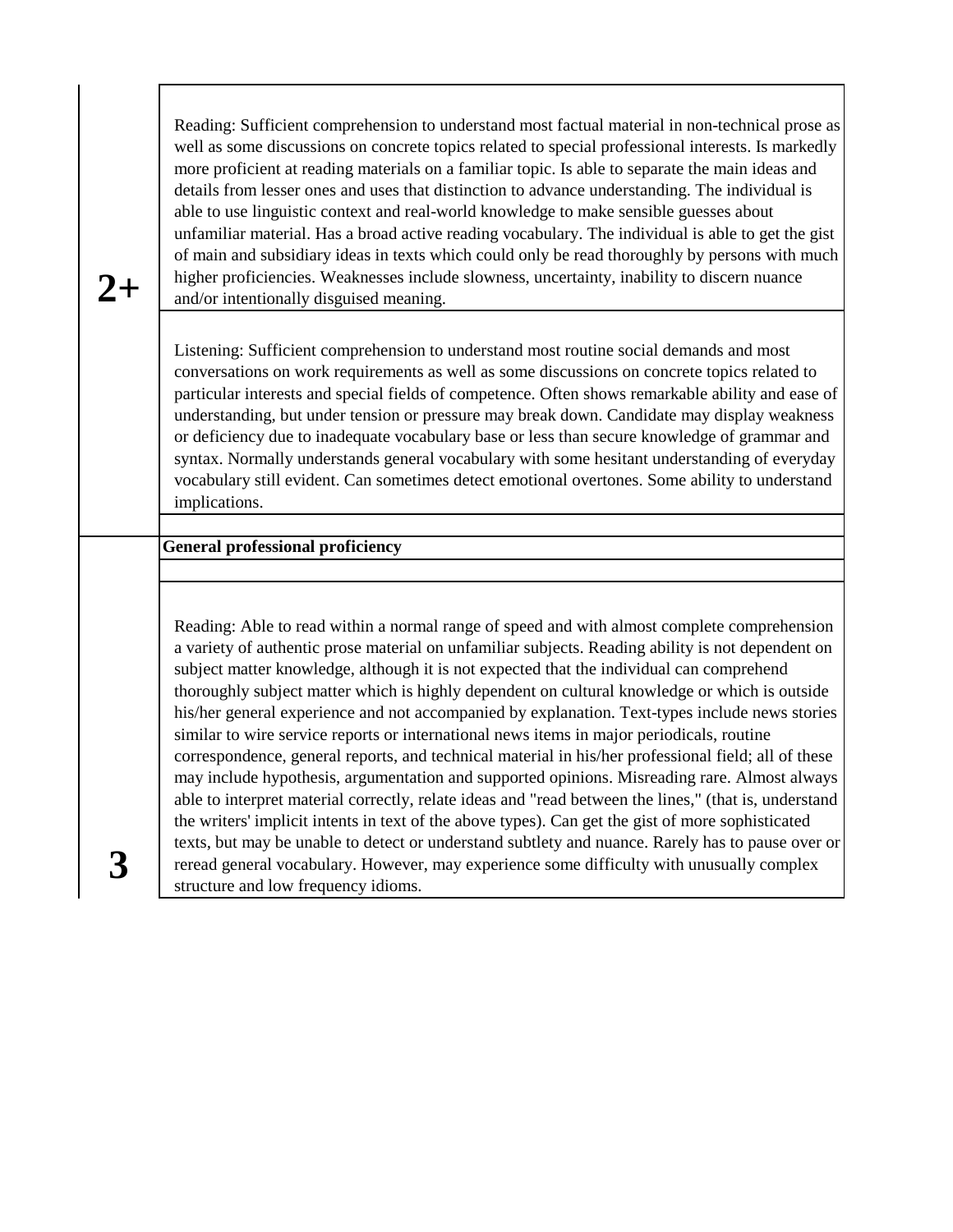| Level | Description |
|---|---|
| **2+** | Reading: Sufficient comprehension to understand most factual material in non-technical prose as well as some discussions on concrete topics related to special professional interests. Is markedly more proficient at reading materials on a familiar topic. Is able to separate the main ideas and details from lesser ones and uses that distinction to advance understanding. The individual is able to use linguistic context and real-world knowledge to make sensible guesses about unfamiliar material. Has a broad active reading vocabulary. The individual is able to get the gist of main and subsidiary ideas in texts which could only be read thoroughly by persons with much higher proficiencies. Weaknesses include slowness, uncertainty, inability to discern nuance and/or intentionally disguised meaning. |
| | Listening: Sufficient comprehension to understand most routine social demands and most conversations on work requirements as well as some discussions on concrete topics related to particular interests and special fields of competence. Often shows remarkable ability and ease of understanding, but under tension or pressure may break down. Candidate may display weakness or deficiency due to inadequate vocabulary base or less than secure knowledge of grammar and syntax. Normally understands general vocabulary with some hesitant understanding of everyday vocabulary still evident. Can sometimes detect emotional overtones. Some ability to understand implications. |
| | |
| | **General professional proficiency** |
| | |
| **3** | Reading: Able to read within a normal range of speed and with almost complete comprehension a variety of authentic prose material on unfamiliar subjects. Reading ability is not dependent on subject matter knowledge, although it is not expected that the individual can comprehend thoroughly subject matter which is highly dependent on cultural knowledge or which is outside his/her general experience and not accompanied by explanation. Text-types include news stories similar to wire service reports or international news items in major periodicals, routine correspondence, general reports, and technical material in his/her professional field; all of these may include hypothesis, argumentation and supported opinions. Misreading rare. Almost always able to interpret material correctly, relate ideas and "read between the lines," (that is, understand the writers' implicit intents in text of the above types). Can get the gist of more sophisticated texts, but may be unable to detect or understand subtlety and nuance. Rarely has to pause over or reread general vocabulary. However, may experience some difficulty with unusually complex structure and low frequency idioms. |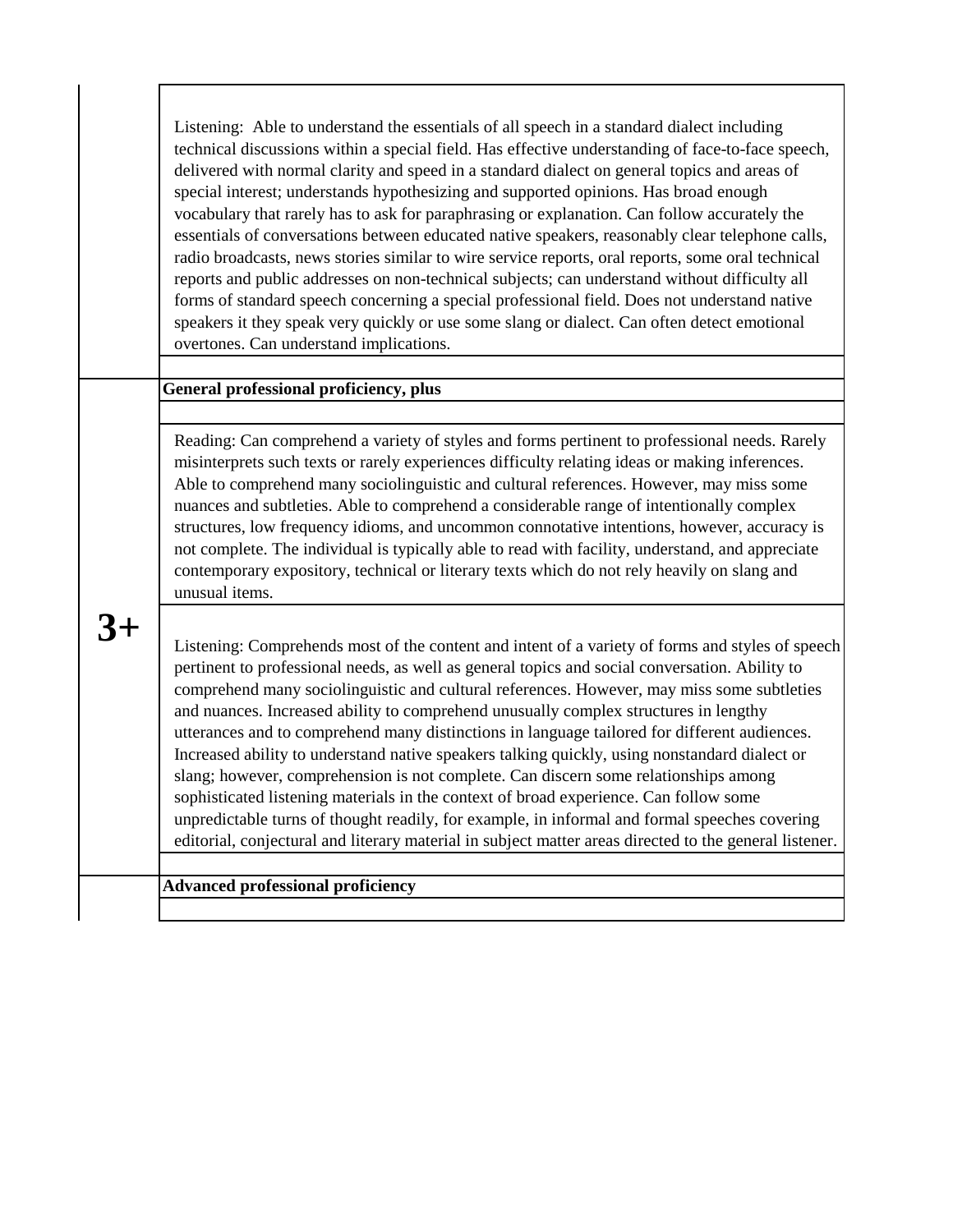| | |
|---|---|
| | Listening: Able to understand the essentials of all speech in a standard dialect including technical discussions within a special field. Has effective understanding of face-to-face speech, delivered with normal clarity and speed in a standard dialect on general topics and areas of special interest; understands hypothesizing and supported opinions. Has broad enough vocabulary that rarely has to ask for paraphrasing or explanation. Can follow accurately the essentials of conversations between educated native speakers, reasonably clear telephone calls, radio broadcasts, news stories similar to wire service reports, oral reports, some oral technical reports and public addresses on non-technical subjects; can understand without difficulty all forms of standard speech concerning a special professional field. Does not understand native speakers it they speak very quickly or use some slang or dialect. Can often detect emotional overtones. Can understand implications. |
| | |
| **3+** | **General professional proficiency, plus** |
| | |
| | Reading: Can comprehend a variety of styles and forms pertinent to professional needs. Rarely misinterprets such texts or rarely experiences difficulty relating ideas or making inferences. Able to comprehend many sociolinguistic and cultural references. However, may miss some nuances and subtleties. Able to comprehend a considerable range of intentionally complex structures, low frequency idioms, and uncommon connotative intentions, however, accuracy is not complete. The individual is typically able to read with facility, understand, and appreciate contemporary expository, technical or literary texts which do not rely heavily on slang and unusual items. |
| | Listening: Comprehends most of the content and intent of a variety of forms and styles of speech pertinent to professional needs, as well as general topics and social conversation. Ability to comprehend many sociolinguistic and cultural references. However, may miss some subtleties and nuances. Increased ability to comprehend unusually complex structures in lengthy utterances and to comprehend many distinctions in language tailored for different audiences. Increased ability to understand native speakers talking quickly, using nonstandard dialect or slang; however, comprehension is not complete. Can discern some relationships among sophisticated listening materials in the context of broad experience. Can follow some unpredictable turns of thought readily, for example, in informal and formal speeches covering editorial, conjectural and literary material in subject matter areas directed to the general listener. |
| | |
| | **Advanced professional proficiency** |
| | |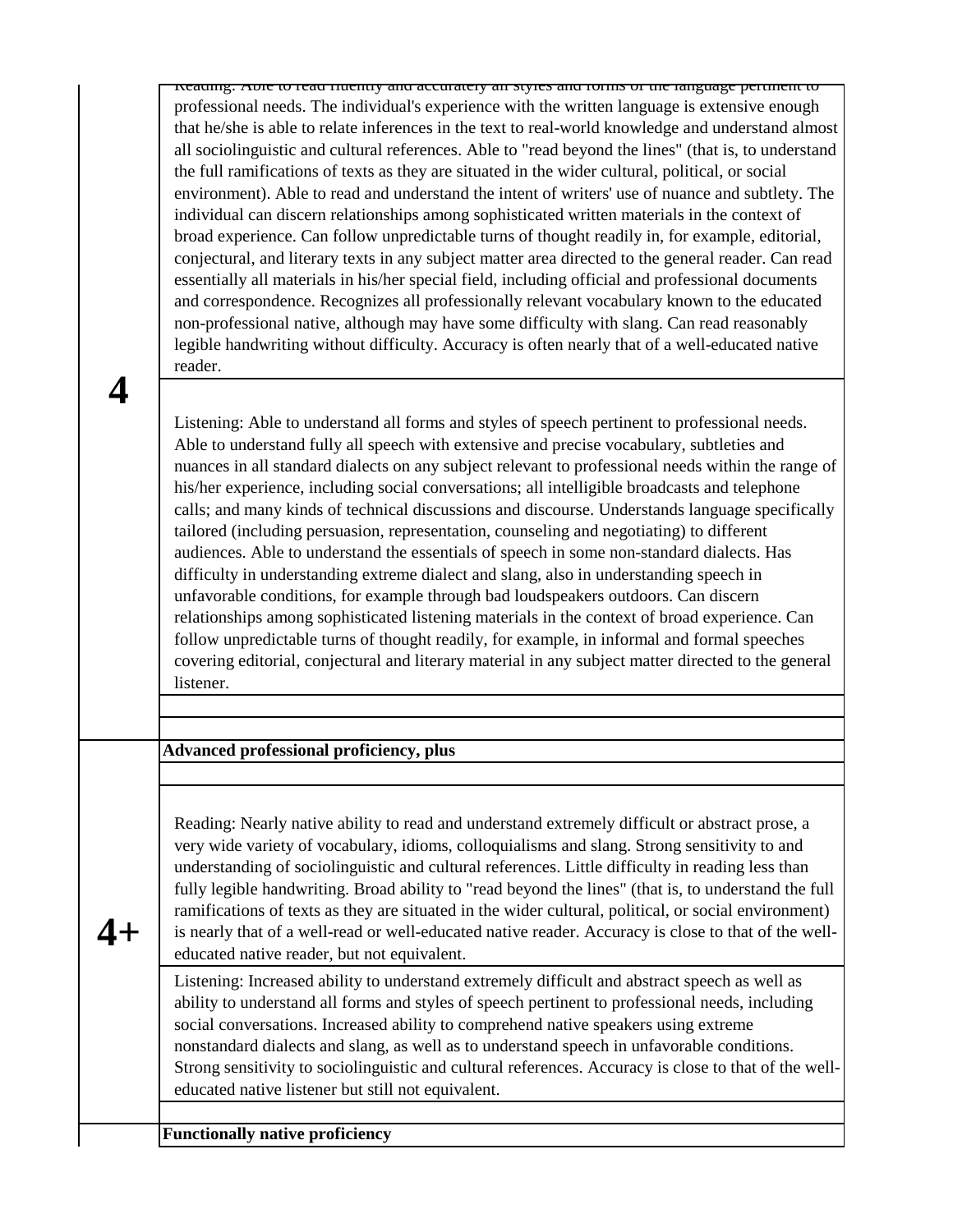| Level | Description |
| --- | --- |
| 4 | Reading: Able to read fluently and accurately all styles and forms of the language pertinent to professional needs. The individual's experience with the written language is extensive enough that he/she is able to relate inferences in the text to real-world knowledge and understand almost all sociolinguistic and cultural references. Able to "read beyond the lines" (that is, to understand the full ramifications of texts as they are situated in the wider cultural, political, or social environment). Able to read and understand the intent of writers' use of nuance and subtlety. The individual can discern relationships among sophisticated written materials in the context of broad experience. Can follow unpredictable turns of thought readily in, for example, editorial, conjectural, and literary texts in any subject matter area directed to the general reader. Can read essentially all materials in his/her special field, including official and professional documents and correspondence. Recognizes all professionally relevant vocabulary known to the educated non-professional native, although may have some difficulty with slang. Can read reasonably legible handwriting without difficulty. Accuracy is often nearly that of a well-educated native reader. |
| | Listening: Able to understand all forms and styles of speech pertinent to professional needs. Able to understand fully all speech with extensive and precise vocabulary, subtleties and nuances in all standard dialects on any subject relevant to professional needs within the range of his/her experience, including social conversations; all intelligible broadcasts and telephone calls; and many kinds of technical discussions and discourse. Understands language specifically tailored (including persuasion, representation, counseling and negotiating) to different audiences. Able to understand the essentials of speech in some non-standard dialects. Has difficulty in understanding extreme dialect and slang, also in understanding speech in unfavorable conditions, for example through bad loudspeakers outdoors. Can discern relationships among sophisticated listening materials in the context of broad experience. Can follow unpredictable turns of thought readily, for example, in informal and formal speeches covering editorial, conjectural and literary material in any subject matter directed to the general listener. |
| 4+ | **Advanced professional proficiency, plus** |
| | Reading: Nearly native ability to read and understand extremely difficult or abstract prose, a very wide variety of vocabulary, idioms, colloquialisms and slang. Strong sensitivity to and understanding of sociolinguistic and cultural references. Little difficulty in reading less than fully legible handwriting. Broad ability to "read beyond the lines" (that is, to understand the full ramifications of texts as they are situated in the wider cultural, political, or social environment) is nearly that of a well-read or well-educated native reader. Accuracy is close to that of the well-educated native reader, but not equivalent. |
| | Listening: Increased ability to understand extremely difficult and abstract speech as well as ability to understand all forms and styles of speech pertinent to professional needs, including social conversations. Increased ability to comprehend native speakers using extreme nonstandard dialects and slang, as well as to understand speech in unfavorable conditions. Strong sensitivity to sociolinguistic and cultural references. Accuracy is close to that of the well-educated native listener but still not equivalent. |
| | **Functionally native proficiency** |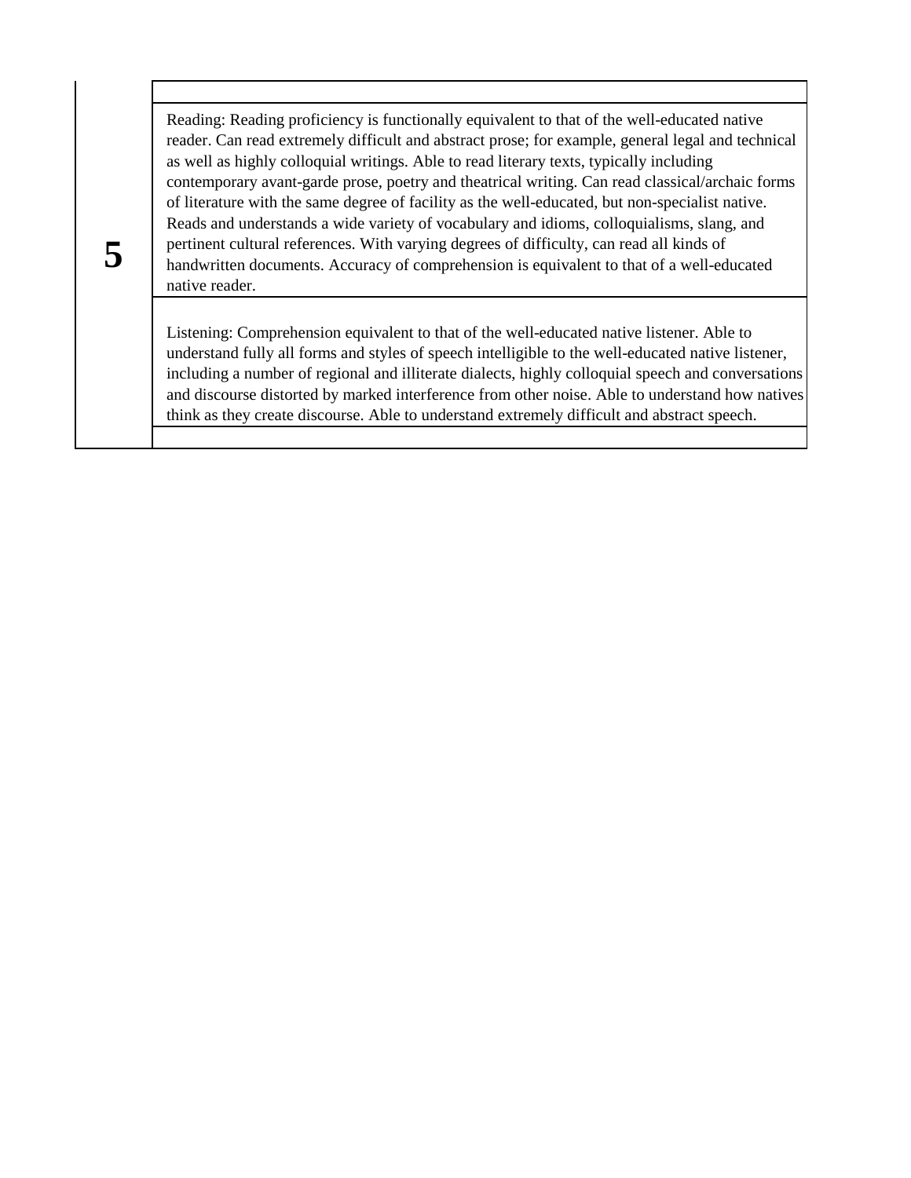| | |
|---|---|
| **5** | |
| | Reading: Reading proficiency is functionally equivalent to that of the well-educated native reader. Can read extremely difficult and abstract prose; for example, general legal and technical as well as highly colloquial writings. Able to read literary texts, typically including contemporary avant-garde prose, poetry and theatrical writing. Can read classical/archaic forms of literature with the same degree of facility as the well-educated, but non-specialist native. Reads and understands a wide variety of vocabulary and idioms, colloquialisms, slang, and pertinent cultural references. With varying degrees of difficulty, can read all kinds of handwritten documents. Accuracy of comprehension is equivalent to that of a well-educated native reader. |
| | Listening: Comprehension equivalent to that of the well-educated native listener. Able to understand fully all forms and styles of speech intelligible to the well-educated native listener, including a number of regional and illiterate dialects, highly colloquial speech and conversations and discourse distorted by marked interference from other noise. Able to understand how natives think as they create discourse. Able to understand extremely difficult and abstract speech. |
| | |